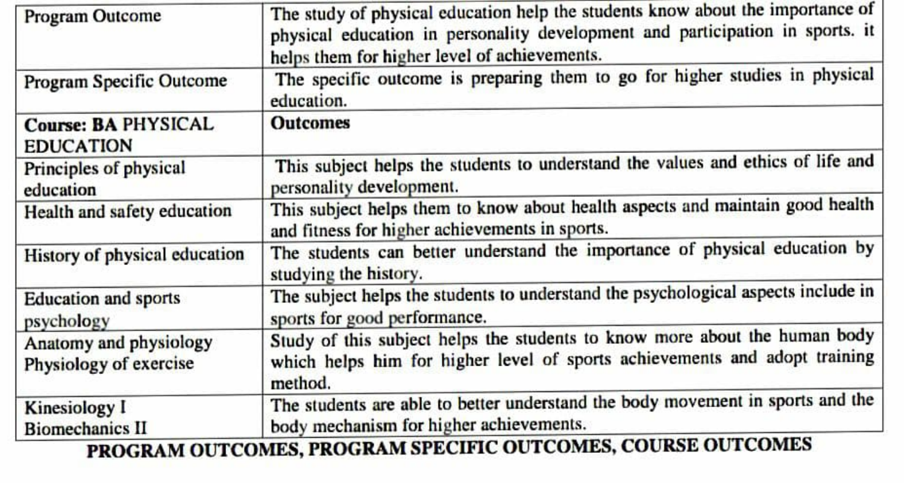| Program Outcome | The study of physical education help the students know about the importance of physical education in personality development and participation in sports. it helps them for higher level of achievements. |
|---|---|
| Program Specific Outcome | The specific outcome is preparing them to go for higher studies in physical education. |
| **Course: BA** PHYSICAL EDUCATION | **Outcomes** |
| Principles of physical education | This subject helps the students to understand the values and ethics of life and personality development. |
| Health and safety education | This subject helps them to know about health aspects and maintain good health and fitness for higher achievements in sports. |
| History of physical education | The students can better understand the importance of physical education by studying the history. |
| Education and sports psychology | The subject helps the students to understand the psychological aspects include in sports for good performance. |
| Anatomy and physiology<br>Physiology of exercise | Study of this subject helps the students to know more about the human body which helps him for higher level of sports achievements and adopt training method. |
| Kinesiology I<br>Biomechanics II | The students are able to better understand the body movement in sports and the body mechanism for higher achievements. |

**PROGRAM OUTCOMES, PROGRAM SPECIFIC OUTCOMES, COURSE OUTCOMES**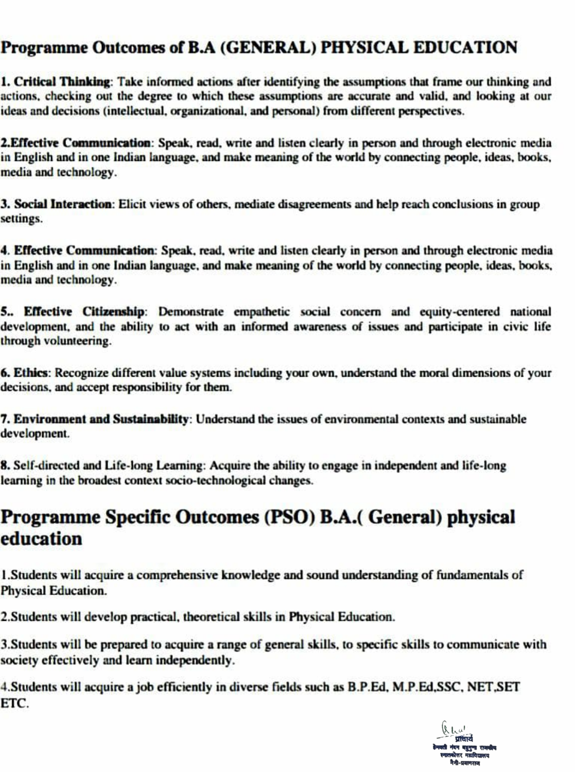## Programme Outcomes of B.A (GENERAL) PHYSICAL EDUCATION

**1. Critical Thinking**: Take informed actions after identifying the assumptions that frame our thinking and actions, checking out the degree to which these assumptions are accurate and valid, and looking at our ideas and decisions (intellectual, organizational, and personal) from different perspectives.

**2.Effective Communication**: Speak, read, write and listen clearly in person and through electronic media in English and in one Indian language, and make meaning of the world by connecting people, ideas, books, media and technology.

**3. Social Interaction**: Elicit views of others, mediate disagreements and help reach conclusions in group settings.

**4. Effective Communication**: Speak, read, write and listen clearly in person and through electronic media in English and in one Indian language, and make meaning of the world by connecting people, ideas, books, media and technology.

**5.. Effective Citizenship**: Demonstrate empathetic social concern and equity-centered national development, and the ability to act with an informed awareness of issues and participate in civic life through volunteering.

**6. Ethics**: Recognize different value systems including your own, understand the moral dimensions of your decisions, and accept responsibility for them.

**7. Environment and Sustainability**: Understand the issues of environmental contexts and sustainable development.

**8.** Self-directed and Life-long Learning: Acquire the ability to engage in independent and life-long learning in the broadest context socio-technological changes.

## Programme Specific Outcomes (PSO) B.A.( General) physical education

1.Students will acquire a comprehensive knowledge and sound understanding of fundamentals of Physical Education.

2.Students will develop practical, theoretical skills in Physical Education.

3.Students will be prepared to acquire a range of general skills, to specific skills to communicate with society effectively and learn independently.

4.Students will acquire a job efficiently in diverse fields such as B.P.Ed, M.P.Ed,SSC, NET,SET ETC.

प्राचार्य
हेमवती नंदन बहुगुणा राजकीय
स्नातकोत्तर महाविद्यालय
नैनी-प्रयागराज